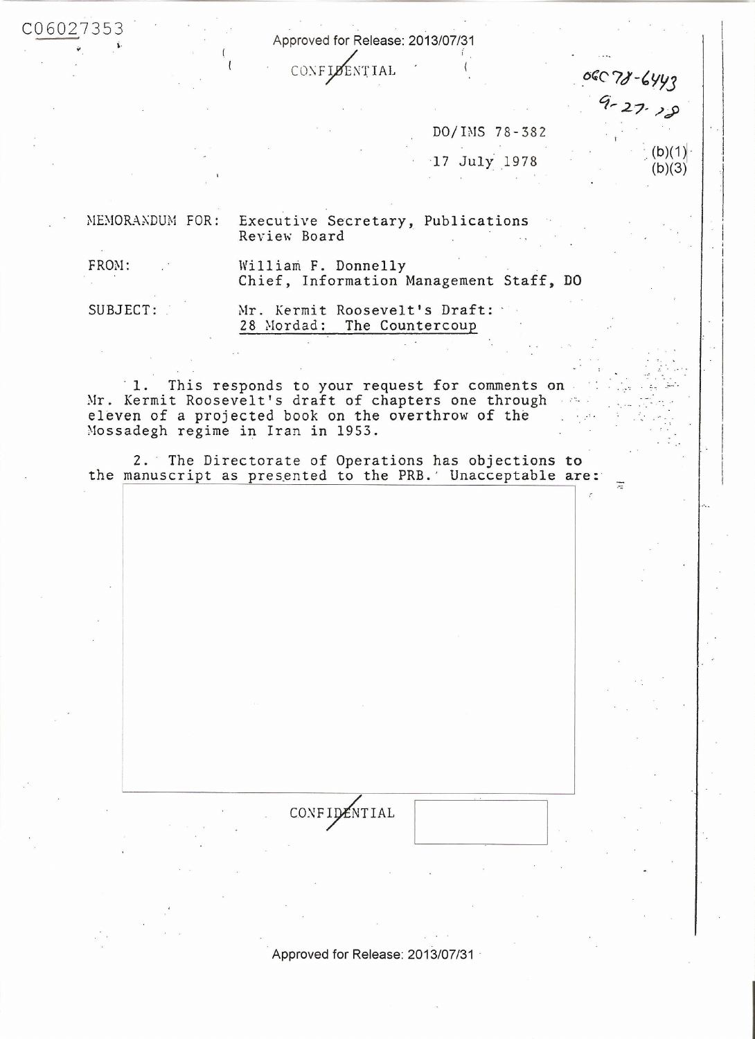C06027353

Approved for Release: 2013/07/31

CONFIDENTIAL

OGC 78-6443
9-27-78

DO/IMS 78-382

17 July 1978

(b)(1)
(b)(3)

MEMORANDUM FOR: Executive Secretary, Publications Review Board

FROM: William F. Donnelly
Chief, Information Management Staff, DO

SUBJECT: Mr. Kermit Roosevelt's Draft:
28 Mordad: The Countercoup

1. This responds to your request for comments on Mr. Kermit Roosevelt's draft of chapters one through eleven of a projected book on the overthrow of the Mossadegh regime in Iran in 1953.

2. The Directorate of Operations has objections to the manuscript as presented to the PRB. Unacceptable are:

CONFIDENTIAL

Approved for Release: 2013/07/31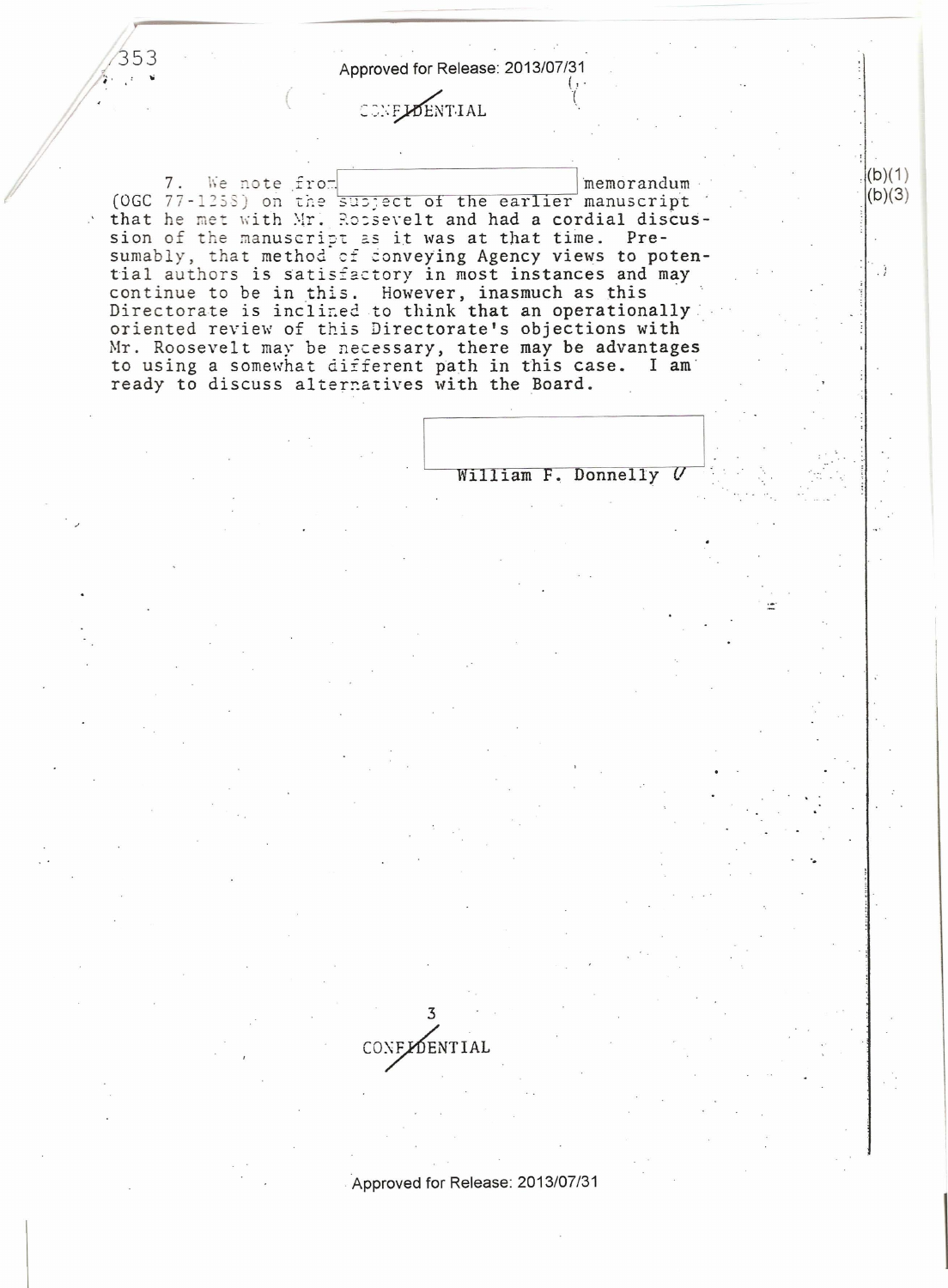CONFIDENTIAL

7. We note from [redacted] memorandum (OGC 77-1258) on the subject of the earlier manuscript that he met with Mr. Roosevelt and had a cordial discussion of the manuscript as it was at that time. Presumably, that method of conveying Agency views to potential authors is satisfactory in most instances and may continue to be in this. However, inasmuch as this Directorate is inclined to think that an operationally oriented review of this Directorate's objections with Mr. Roosevelt may be necessary, there may be advantages to using a somewhat different path in this case. I am ready to discuss alternatives with the Board.

(b)(1)
(b)(3)

[redacted]

William F. Donnelly

CONFIDENTIAL